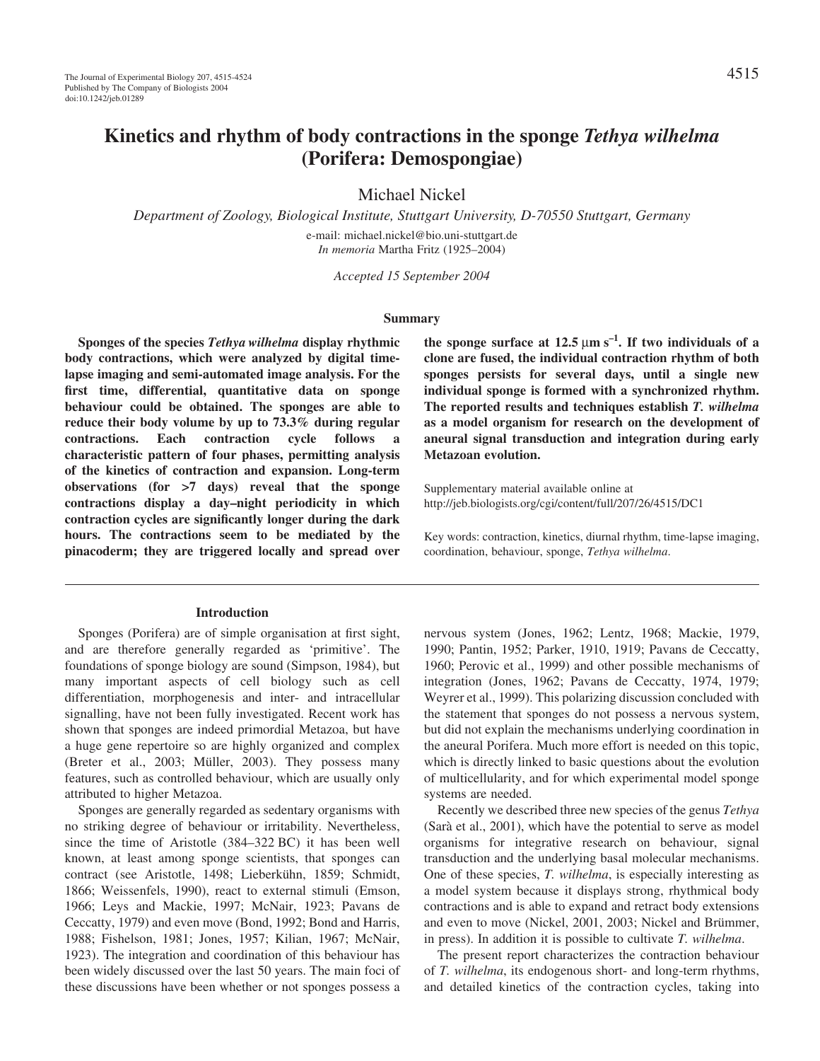# Kinetics and rhythm of body contractions in the sponge *Tethya wilhelma* (Porifera: Demospongiae)

Michael Nickel

*Department of Zoology, Biological Institute, Stuttgart University, D-70550 Stuttgart, Germany*

e-mail: michael.nickel@bio.uni-stuttgart.de

*In memoria* Martha Fritz (1925–2004)

*Accepted 15 September 2004*

## Summary

**Sponges of the species *Tethya wilhelma* display rhythmic body contractions, which were analyzed by digital time-lapse imaging and semi-automated image analysis. For the first time, differential, quantitative data on sponge behaviour could be obtained. The sponges are able to reduce their body volume by up to 73.3% during regular contractions. Each contraction cycle follows a characteristic pattern of four phases, permitting analysis of the kinetics of contraction and expansion. Long-term observations (for >7 days) reveal that the sponge contractions display a day–night periodicity in which contraction cycles are significantly longer during the dark hours. The contractions seem to be mediated by the pinacoderm; they are triggered locally and spread over the sponge surface at 12.5 μm s$^{-1}$. If two individuals of a clone are fused, the individual contraction rhythm of both sponges persists for several days, until a single new individual sponge is formed with a synchronized rhythm. The reported results and techniques establish *T. wilhelma* as a model organism for research on the development of aneural signal transduction and integration during early Metazoan evolution.**

Supplementary material available online at http://jeb.biologists.org/cgi/content/full/207/26/4515/DC1

Key words: contraction, kinetics, diurnal rhythm, time-lapse imaging, coordination, behaviour, sponge, *Tethya wilhelma*.

## Introduction

Sponges (Porifera) are of simple organisation at first sight, and are therefore generally regarded as 'primitive'. The foundations of sponge biology are sound (Simpson, 1984), but many important aspects of cell biology such as cell differentiation, morphogenesis and inter- and intracellular signalling, have not been fully investigated. Recent work has shown that sponges are indeed primordial Metazoa, but have a huge gene repertoire so are highly organized and complex (Breter et al., 2003; Müller, 2003). They possess many features, such as controlled behaviour, which are usually only attributed to higher Metazoa.

Sponges are generally regarded as sedentary organisms with no striking degree of behaviour or irritability. Nevertheless, since the time of Aristotle (384–322 BC) it has been well known, at least among sponge scientists, that sponges can contract (see Aristotle, 1498; Lieberkühn, 1859; Schmidt, 1866; Weissenfels, 1990), react to external stimuli (Emson, 1966; Leys and Mackie, 1997; McNair, 1923; Pavans de Ceccatty, 1979) and even move (Bond, 1992; Bond and Harris, 1988; Fishelson, 1981; Jones, 1957; Kilian, 1967; McNair, 1923). The integration and coordination of this behaviour has been widely discussed over the last 50 years. The main foci of these discussions have been whether or not sponges possess a nervous system (Jones, 1962; Lentz, 1968; Mackie, 1979, 1990; Pantin, 1952; Parker, 1910, 1919; Pavans de Ceccatty, 1960; Perovic et al., 1999) and other possible mechanisms of integration (Jones, 1962; Pavans de Ceccatty, 1974, 1979; Weyrer et al., 1999). This polarizing discussion concluded with the statement that sponges do not possess a nervous system, but did not explain the mechanisms underlying coordination in the aneural Porifera. Much more effort is needed on this topic, which is directly linked to basic questions about the evolution of multicellularity, and for which experimental model sponge systems are needed.

Recently we described three new species of the genus *Tethya* (Sarà et al., 2001), which have the potential to serve as model organisms for integrative research on behaviour, signal transduction and the underlying basal molecular mechanisms. One of these species, *T. wilhelma*, is especially interesting as a model system because it displays strong, rhythmical body contractions and is able to expand and retract body extensions and even to move (Nickel, 2001, 2003; Nickel and Brümmer, in press). In addition it is possible to cultivate *T. wilhelma*.

The present report characterizes the contraction behaviour of *T. wilhelma*, its endogenous short- and long-term rhythms, and detailed kinetics of the contraction cycles, taking into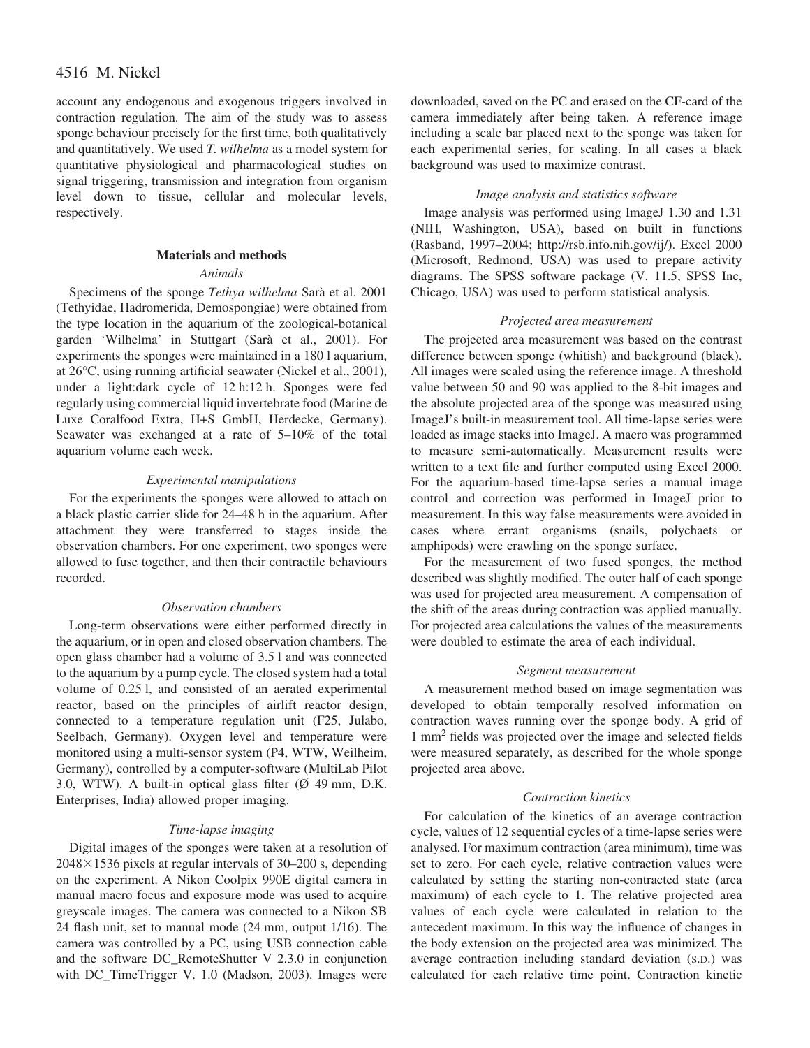account any endogenous and exogenous triggers involved in contraction regulation. The aim of the study was to assess sponge behaviour precisely for the first time, both qualitatively and quantitatively. We used *T. wilhelma* as a model system for quantitative physiological and pharmacological studies on signal triggering, transmission and integration from organism level down to tissue, cellular and molecular levels, respectively.

## Materials and methods

### Animals

Specimens of the sponge *Tethya wilhelma* Sarà et al. 2001 (Tethyidae, Hadromerida, Demospongiae) were obtained from the type location in the aquarium of the zoological-botanical garden 'Wilhelma' in Stuttgart (Sarà et al., 2001). For experiments the sponges were maintained in a 180 l aquarium, at 26°C, using running artificial seawater (Nickel et al., 2001), under a light:dark cycle of 12 h:12 h. Sponges were fed regularly using commercial liquid invertebrate food (Marine de Luxe Coralfood Extra, H+S GmbH, Herdecke, Germany). Seawater was exchanged at a rate of 5–10% of the total aquarium volume each week.

### Experimental manipulations

For the experiments the sponges were allowed to attach on a black plastic carrier slide for 24–48 h in the aquarium. After attachment they were transferred to stages inside the observation chambers. For one experiment, two sponges were allowed to fuse together, and then their contractile behaviours recorded.

### Observation chambers

Long-term observations were either performed directly in the aquarium, or in open and closed observation chambers. The open glass chamber had a volume of 3.5 l and was connected to the aquarium by a pump cycle. The closed system had a total volume of 0.25 l, and consisted of an aerated experimental reactor, based on the principles of airlift reactor design, connected to a temperature regulation unit (F25, Julabo, Seelbach, Germany). Oxygen level and temperature were monitored using a multi-sensor system (P4, WTW, Weilheim, Germany), controlled by a computer-software (MultiLab Pilot 3.0, WTW). A built-in optical glass filter (Ø 49 mm, D.K. Enterprises, India) allowed proper imaging.

### Time-lapse imaging

Digital images of the sponges were taken at a resolution of 2048×1536 pixels at regular intervals of 30–200 s, depending on the experiment. A Nikon Coolpix 990E digital camera in manual macro focus and exposure mode was used to acquire greyscale images. The camera was connected to a Nikon SB 24 flash unit, set to manual mode (24 mm, output 1/16). The camera was controlled by a PC, using USB connection cable and the software DC_RemoteShutter V 2.3.0 in conjunction with DC_TimeTrigger V. 1.0 (Madson, 2003). Images were downloaded, saved on the PC and erased on the CF-card of the camera immediately after being taken. A reference image including a scale bar placed next to the sponge was taken for each experimental series, for scaling. In all cases a black background was used to maximize contrast.

### Image analysis and statistics software

Image analysis was performed using ImageJ 1.30 and 1.31 (NIH, Washington, USA), based on built in functions (Rasband, 1997–2004; http://rsb.info.nih.gov/ij/). Excel 2000 (Microsoft, Redmond, USA) was used to prepare activity diagrams. The SPSS software package (V. 11.5, SPSS Inc, Chicago, USA) was used to perform statistical analysis.

### Projected area measurement

The projected area measurement was based on the contrast difference between sponge (whitish) and background (black). All images were scaled using the reference image. A threshold value between 50 and 90 was applied to the 8-bit images and the absolute projected area of the sponge was measured using ImageJ's built-in measurement tool. All time-lapse series were loaded as image stacks into ImageJ. A macro was programmed to measure semi-automatically. Measurement results were written to a text file and further computed using Excel 2000. For the aquarium-based time-lapse series a manual image control and correction was performed in ImageJ prior to measurement. In this way false measurements were avoided in cases where errant organisms (snails, polychaets or amphipods) were crawling on the sponge surface.

For the measurement of two fused sponges, the method described was slightly modified. The outer half of each sponge was used for projected area measurement. A compensation of the shift of the areas during contraction was applied manually. For projected area calculations the values of the measurements were doubled to estimate the area of each individual.

### Segment measurement

A measurement method based on image segmentation was developed to obtain temporally resolved information on contraction waves running over the sponge body. A grid of 1 mm$^2$ fields was projected over the image and selected fields were measured separately, as described for the whole sponge projected area above.

### Contraction kinetics

For calculation of the kinetics of an average contraction cycle, values of 12 sequential cycles of a time-lapse series were analysed. For maximum contraction (area minimum), time was set to zero. For each cycle, relative contraction values were calculated by setting the starting non-contracted state (area maximum) of each cycle to 1. The relative projected area values of each cycle were calculated in relation to the antecedent maximum. In this way the influence of changes in the body extension on the projected area was minimized. The average contraction including standard deviation (S.D.) was calculated for each relative time point. Contraction kinetic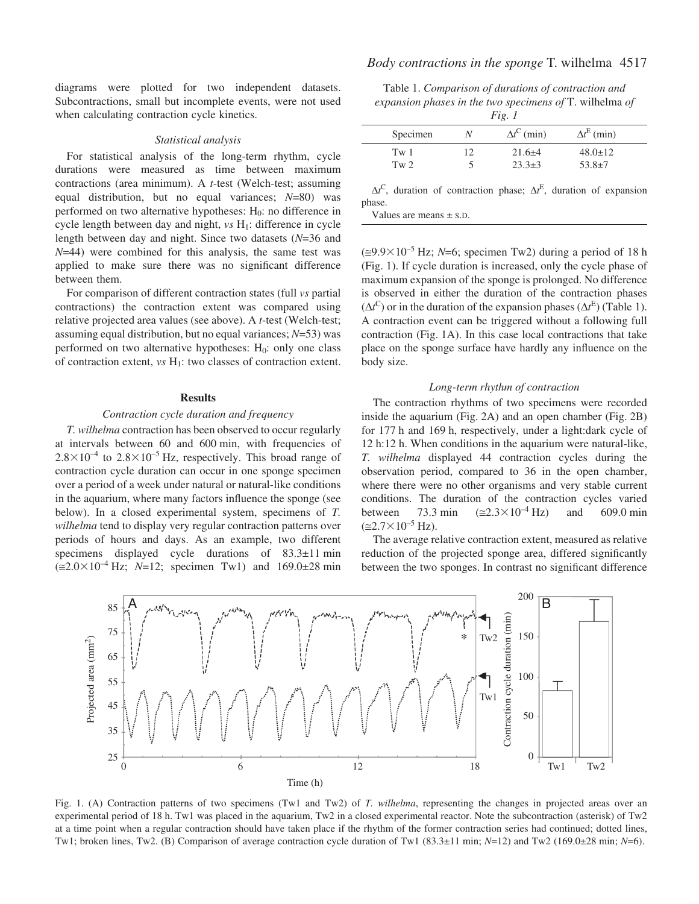diagrams were plotted for two independent datasets. Subcontractions, small but incomplete events, were not used when calculating contraction cycle kinetics.

### *Statistical analysis*

For statistical analysis of the long-term rhythm, cycle durations were measured as time between maximum contractions (area minimum). A *t*-test (Welch-test; assuming equal distribution, but no equal variances; *N*=80) was performed on two alternative hypotheses: $H_0$: no difference in cycle length between day and night, *vs* $H_1$: difference in cycle length between day and night. Since two datasets (*N*=36 and *N*=44) were combined for this analysis, the same test was applied to make sure there was no significant difference between them.

For comparison of different contraction states (full *vs* partial contractions) the contraction extent was compared using relative projected area values (see above). A *t*-test (Welch-test; assuming equal distribution, but no equal variances; *N*=53) was performed on two alternative hypotheses: $H_0$: only one class of contraction extent, *vs* $H_1$: two classes of contraction extent.

## Results

### *Contraction cycle duration and frequency*

*T. wilhelma* contraction has been observed to occur regularly at intervals between 60 and 600 min, with frequencies of $2.8\times10^{-4}$ to $2.8\times10^{-5}$ Hz, respectively. This broad range of contraction cycle duration can occur in one sponge specimen over a period of a week under natural or natural-like conditions in the aquarium, where many factors influence the sponge (see below). In a closed experimental system, specimens of *T. wilhelma* tend to display very regular contraction patterns over periods of hours and days. As an example, two different specimens displayed cycle durations of 83.3±11 min ($\cong2.0\times10^{-4}$ Hz; *N*=12; specimen Tw1) and 169.0±28 min ($\cong9.9\times10^{-5}$ Hz; *N*=6; specimen Tw2) during a period of 18 h (Fig. 1). If cycle duration is increased, only the cycle phase of maximum expansion of the sponge is prolonged. No difference is observed in either the duration of the contraction phases ($\Delta t^C$) or in the duration of the expansion phases ($\Delta t^E$) (Table 1). A contraction event can be triggered without a following full contraction (Fig. 1A). In this case local contractions that take place on the sponge surface have hardly any influence on the body size.

Table 1. *Comparison of durations of contraction and expansion phases in the two specimens of* T. wilhelma *of Fig. 1*

| Specimen | *N* | $\Delta t^C$ (min) | $\Delta t^E$ (min) |
|---|---|---|---|
| Tw 1 | 12 | 21.6±4 | 48.0±12 |
| Tw 2 | 5 | 23.3±3 | 53.8±7 |

$\Delta t^C$, duration of contraction phase; $\Delta t^E$, duration of expansion phase.

Values are means ± S.D.

### *Long-term rhythm of contraction*

The contraction rhythms of two specimens were recorded inside the aquarium (Fig. 2A) and an open chamber (Fig. 2B) for 177 h and 169 h, respectively, under a light:dark cycle of 12 h:12 h. When conditions in the aquarium were natural-like, *T. wilhelma* displayed 44 contraction cycles during the observation period, compared to 36 in the open chamber, where there were no other organisms and very stable current conditions. The duration of the contraction cycles varied between 73.3 min ($\cong2.3\times10^{-4}$ Hz) and 609.0 min ($\cong2.7\times10^{-5}$ Hz).

The average relative contraction extent, measured as relative reduction of the projected sponge area, differed significantly between the two sponges. In contrast no significant difference

Fig. 1. (A) Contraction patterns of two specimens (Tw1 and Tw2) of *T. wilhelma*, representing the changes in projected areas over an experimental period of 18 h. Tw1 was placed in the aquarium, Tw2 in a closed experimental reactor. Note the subcontraction (asterisk) of Tw2 at a time point when a regular contraction should have taken place if the rhythm of the former contraction series had continued; dotted lines, Tw1; broken lines, Tw2. (B) Comparison of average contraction cycle duration of Tw1 (83.3±11 min; *N*=12) and Tw2 (169.0±28 min; *N*=6).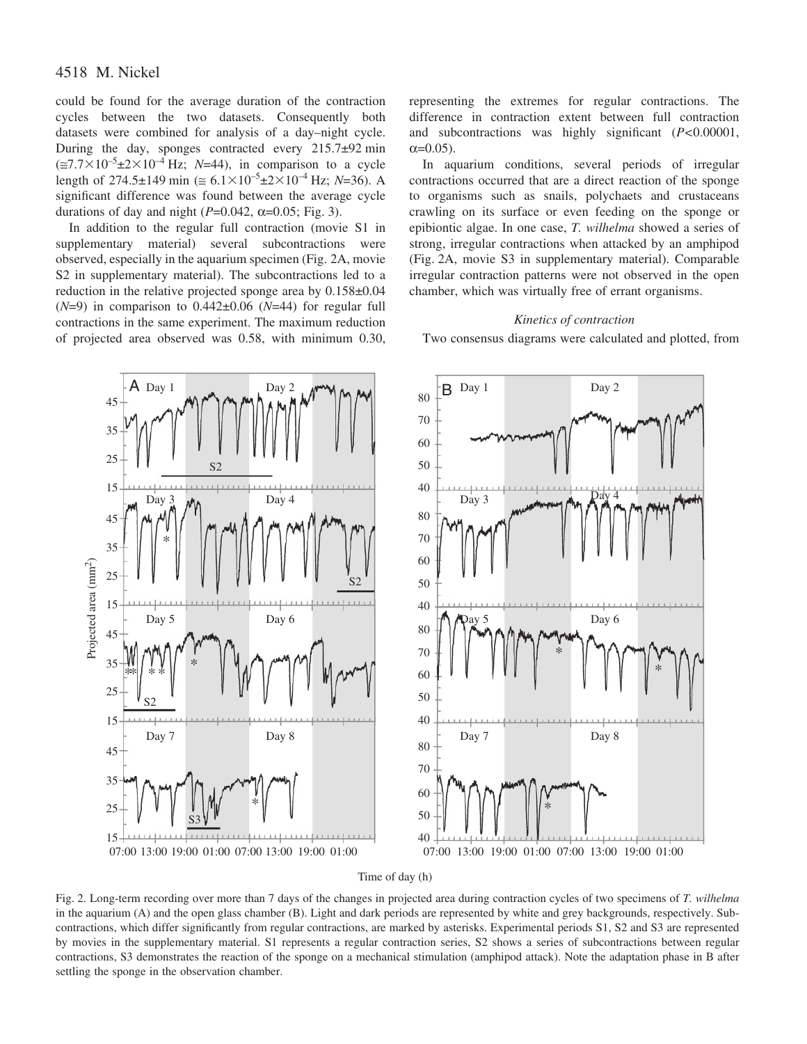could be found for the average duration of the contraction cycles between the two datasets. Consequently both datasets were combined for analysis of a day–night cycle. During the day, sponges contracted every 215.7±92 min ($\cong 7.7\times10^{-5}\pm2\times10^{-4}$ Hz; $N$=44), in comparison to a cycle length of 274.5±149 min ($\cong 6.1\times10^{-5}\pm2\times10^{-4}$ Hz; $N$=36). A significant difference was found between the average cycle durations of day and night ($P$=0.042, $\alpha$=0.05; Fig. 3).

In addition to the regular full contraction (movie S1 in supplementary material) several subcontractions were observed, especially in the aquarium specimen (Fig. 2A, movie S2 in supplementary material). The subcontractions led to a reduction in the relative projected sponge area by 0.158±0.04 ($N$=9) in comparison to 0.442±0.06 ($N$=44) for regular full contractions in the same experiment. The maximum reduction of projected area observed was 0.58, with minimum 0.30, representing the extremes for regular contractions. The difference in contraction extent between full contraction and subcontractions was highly significant ($P$<0.00001, $\alpha$=0.05).

In aquarium conditions, several periods of irregular contractions occurred that are a direct reaction of the sponge to organisms such as snails, polychaets and crustaceans crawling on its surface or even feeding on the sponge or epibiontic algae. In one case, *T. wilhelma* showed a series of strong, irregular contractions when attacked by an amphipod (Fig. 2A, movie S3 in supplementary material). Comparable irregular contraction patterns were not observed in the open chamber, which was virtually free of errant organisms.

### *Kinetics of contraction*

Two consensus diagrams were calculated and plotted, from

Fig. 2. Long-term recording over more than 7 days of the changes in projected area during contraction cycles of two specimens of *T. wilhelma* in the aquarium (A) and the open glass chamber (B). Light and dark periods are represented by white and grey backgrounds, respectively. Subcontractions, which differ significantly from regular contractions, are marked by asterisks. Experimental periods S1, S2 and S3 are represented by movies in the supplementary material. S1 represents a regular contraction series, S2 shows a series of subcontractions between regular contractions, S3 demonstrates the reaction of the sponge on a mechanical stimulation (amphipod attack). Note the adaptation phase in B after settling the sponge in the observation chamber.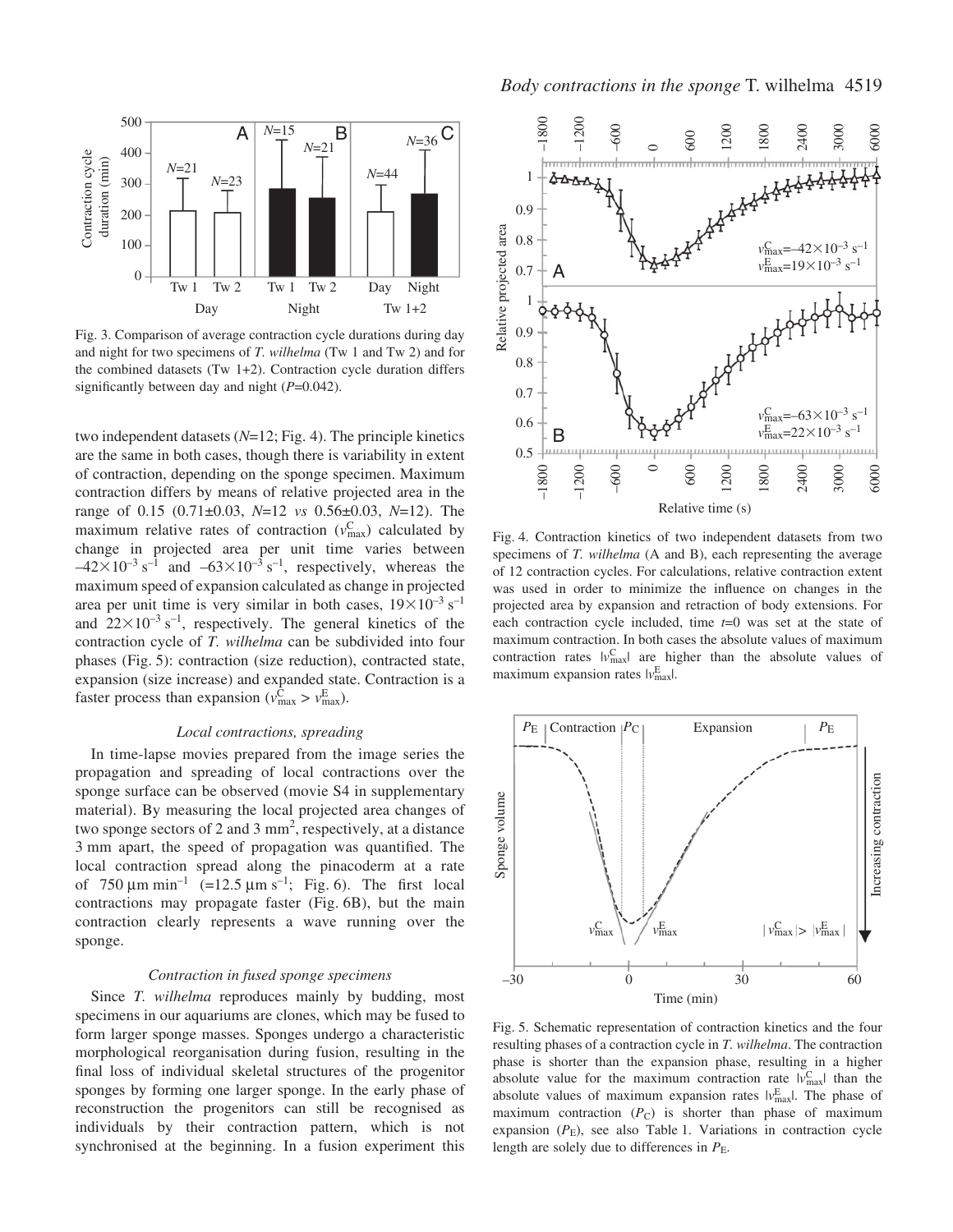Fig. 3. Comparison of average contraction cycle durations during day and night for two specimens of *T. wilhelma* (Tw 1 and Tw 2) and for the combined datasets (Tw 1+2). Contraction cycle duration differs significantly between day and night ($P$=0.042).

two independent datasets ($N$=12; Fig. 4). The principle kinetics are the same in both cases, though there is variability in extent of contraction, depending on the sponge specimen. Maximum contraction differs by means of relative projected area in the range of 0.15 (0.71±0.03, $N$=12 *vs* 0.56±0.03, $N$=12). The maximum relative rates of contraction ($v^{C}_{max}$) calculated by change in projected area per unit time varies between $-42\times10^{-3}$ s$^{-1}$ and $-63\times10^{-3}$ s$^{-1}$, respectively, whereas the maximum speed of expansion calculated as change in projected area per unit time is very similar in both cases, $19\times10^{-3}$ s$^{-1}$ and $22\times10^{-3}$ s$^{-1}$, respectively. The general kinetics of the contraction cycle of *T. wilhelma* can be subdivided into four phases (Fig. 5): contraction (size reduction), contracted state, expansion (size increase) and expanded state. Contraction is a faster process than expansion ($v^{C}_{max} > v^{E}_{max}$).

### *Local contractions, spreading*

In time-lapse movies prepared from the image series the propagation and spreading of local contractions over the sponge surface can be observed (movie S4 in supplementary material). By measuring the local projected area changes of two sponge sectors of 2 and 3 mm$^2$, respectively, at a distance 3 mm apart, the speed of propagation was quantified. The local contraction spread along the pinacoderm at a rate of 750 µm min$^{-1}$ (=12.5 µm s$^{-1}$; Fig. 6). The first local contractions may propagate faster (Fig. 6B), but the main contraction clearly represents a wave running over the sponge.

### *Contraction in fused sponge specimens*

Since *T. wilhelma* reproduces mainly by budding, most specimens in our aquariums are clones, which may be fused to form larger sponge masses. Sponges undergo a characteristic morphological reorganisation during fusion, resulting in the final loss of individual skeletal structures of the progenitor sponges by forming one larger sponge. In the early phase of reconstruction the progenitors can still be recognised as individuals by their contraction pattern, which is not synchronised at the beginning. In a fusion experiment this

Fig. 4. Contraction kinetics of two independent datasets from two specimens of *T. wilhelma* (A and B), each representing the average of 12 contraction cycles. For calculations, relative contraction extent was used in order to minimize the influence on changes in the projected area by expansion and retraction of body extensions. For each contraction cycle included, time $t$=0 was set at the state of maximum contraction. In both cases the absolute values of maximum contraction rates $|v^{C}_{max}|$ are higher than the absolute values of maximum expansion rates $|v^{E}_{max}|$.

Fig. 5. Schematic representation of contraction kinetics and the four resulting phases of a contraction cycle in *T. wilhelma*. The contraction phase is shorter than the expansion phase, resulting in a higher absolute value for the maximum contraction rate $|v^{C}_{max}|$ than the absolute values of maximum expansion rates $|v^{E}_{max}|$. The phase of maximum contraction ($P_C$) is shorter than phase of maximum expansion ($P_E$), see also Table 1. Variations in contraction cycle length are solely due to differences in $P_E$.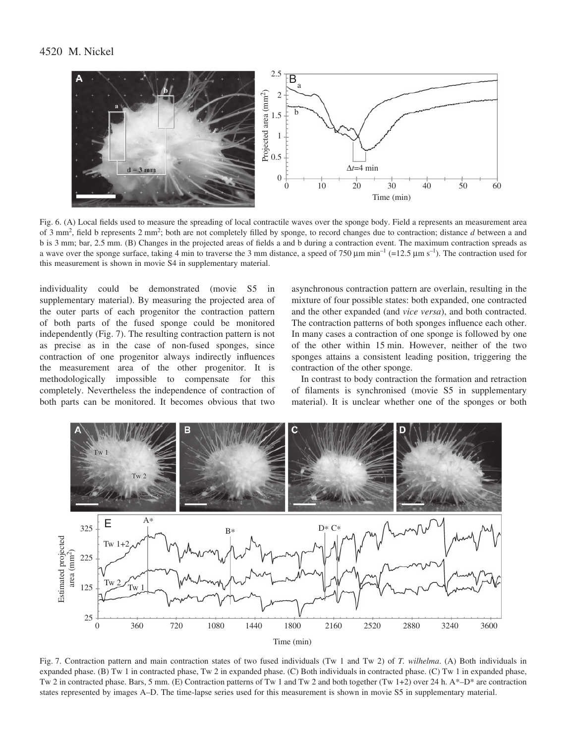Fig. 6. (A) Local fields used to measure the spreading of local contractile waves over the sponge body. Field a represents an measurement area of 3 mm$^2$, field b represents 2 mm$^2$; both are not completely filled by sponge, to record changes due to contraction; distance *d* between a and b is 3 mm; bar, 2.5 mm. (B) Changes in the projected areas of fields a and b during a contraction event. The maximum contraction spreads as a wave over the sponge surface, taking 4 min to traverse the 3 mm distance, a speed of 750 μm min$^{-1}$ (=12.5 μm s$^{-1}$). The contraction used for this measurement is shown in movie S4 in supplementary material.

individuality could be demonstrated (movie S5 in supplementary material). By measuring the projected area of the outer parts of each progenitor the contraction pattern of both parts of the fused sponge could be monitored independently (Fig. 7). The resulting contraction pattern is not as precise as in the case of non-fused sponges, since contraction of one progenitor always indirectly influences the measurement area of the other progenitor. It is methodologically impossible to compensate for this completely. Nevertheless the independence of contraction of both parts can be monitored. It becomes obvious that two asynchronous contraction pattern are overlain, resulting in the mixture of four possible states: both expanded, one contracted and the other expanded (and *vice versa*), and both contracted. The contraction patterns of both sponges influence each other. In many cases a contraction of one sponge is followed by one of the other within 15 min. However, neither of the two sponges attains a consistent leading position, triggering the contraction of the other sponge.

In contrast to body contraction the formation and retraction of filaments is synchronised (movie S5 in supplementary material). It is unclear whether one of the sponges or both

Fig. 7. Contraction pattern and main contraction states of two fused individuals (Tw 1 and Tw 2) of *T. wilhelma*. (A) Both individuals in expanded phase. (B) Tw 1 in contracted phase, Tw 2 in expanded phase. (C) Both individuals in contracted phase. (C) Tw 1 in expanded phase, Tw 2 in contracted phase. Bars, 5 mm. (E) Contraction patterns of Tw 1 and Tw 2 and both together (Tw 1+2) over 24 h. A*–D* are contraction states represented by images A–D. The time-lapse series used for this measurement is shown in movie S5 in supplementary material.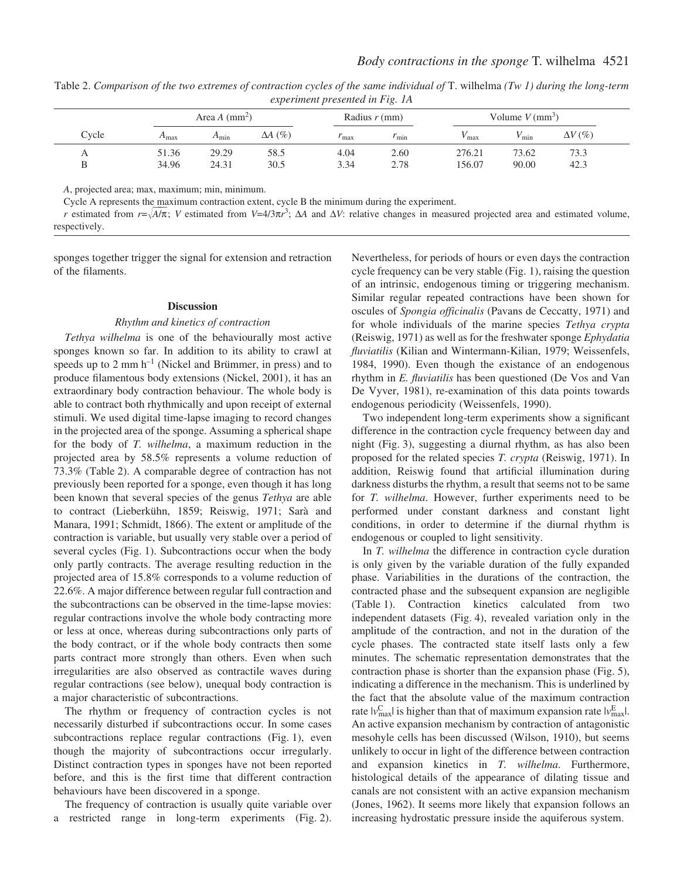Table 2. *Comparison of the two extremes of contraction cycles of the same individual of* T. wilhelma *(Tw 1) during the long-term experiment presented in Fig. 1A*

| Cycle | Area $A$ ($mm^2$) | | | Radius $r$ (mm) | | Volume $V$ ($mm^3$) | | |
|---|---|---|---|---|---|---|---|---|
| | $A_{max}$ | $A_{min}$ | $\Delta A$ (%) | $r_{max}$ | $r_{min}$ | $V_{max}$ | $V_{min}$ | $\Delta V$ (%) |
| A | 51.36 | 29.29 | 58.5 | 4.04 | 2.60 | 276.21 | 73.62 | 73.3 |
| B | 34.96 | 24.31 | 30.5 | 3.34 | 2.78 | 156.07 | 90.00 | 42.3 |

$A$, projected area; max, maximum; min, minimum.

Cycle A represents the maximum contraction extent, cycle B the minimum during the experiment.

$r$ estimated from $r=\sqrt{A/\pi}$; $V$ estimated from $V=4/3\pi r^3$; $\Delta A$ and $\Delta V$: relative changes in measured projected area and estimated volume, respectively.

sponges together trigger the signal for extension and retraction of the filaments.

## Discussion

### *Rhythm and kinetics of contraction*

*Tethya wilhelma* is one of the behaviourally most active sponges known so far. In addition to its ability to crawl at speeds up to 2 mm $h^{-1}$ (Nickel and Brümmer, in press) and to produce filamentous body extensions (Nickel, 2001), it has an extraordinary body contraction behaviour. The whole body is able to contract both rhythmically and upon receipt of external stimuli. We used digital time-lapse imaging to record changes in the projected area of the sponge. Assuming a spherical shape for the body of *T. wilhelma*, a maximum reduction in the projected area by 58.5% represents a volume reduction of 73.3% (Table 2). A comparable degree of contraction has not previously been reported for a sponge, even though it has long been known that several species of the genus *Tethya* are able to contract (Lieberkühn, 1859; Reiswig, 1971; Sarà and Manara, 1991; Schmidt, 1866). The extent or amplitude of the contraction is variable, but usually very stable over a period of several cycles (Fig. 1). Subcontractions occur when the body only partly contracts. The average resulting reduction in the projected area of 15.8% corresponds to a volume reduction of 22.6%. A major difference between regular full contraction and the subcontractions can be observed in the time-lapse movies: regular contractions involve the whole body contracting more or less at once, whereas during subcontractions only parts of the body contract, or if the whole body contracts then some parts contract more strongly than others. Even when such irregularities are also observed as contractile waves during regular contractions (see below), unequal body contraction is a major characteristic of subcontractions.

The rhythm or frequency of contraction cycles is not necessarily disturbed if subcontractions occur. In some cases subcontractions replace regular contractions (Fig. 1), even though the majority of subcontractions occur irregularly. Distinct contraction types in sponges have not been reported before, and this is the first time that different contraction behaviours have been discovered in a sponge.

The frequency of contraction is usually quite variable over a restricted range in long-term experiments (Fig. 2). Nevertheless, for periods of hours or even days the contraction cycle frequency can be very stable (Fig. 1), raising the question of an intrinsic, endogenous timing or triggering mechanism. Similar regular repeated contractions have been shown for oscules of *Spongia officinalis* (Pavans de Ceccatty, 1971) and for whole individuals of the marine species *Tethya crypta* (Reiswig, 1971) as well as for the freshwater sponge *Ephydatia fluviatilis* (Kilian and Wintermann-Kilian, 1979; Weissenfels, 1984, 1990). Even though the existance of an endogenous rhythm in *E. fluviatilis* has been questioned (De Vos and Van De Vyver, 1981), re-examination of this data points towards endogenous periodicity (Weissenfels, 1990).

Two independent long-term experiments show a significant difference in the contraction cycle frequency between day and night (Fig. 3), suggesting a diurnal rhythm, as has also been proposed for the related species *T. crypta* (Reiswig, 1971). In addition, Reiswig found that artificial illumination during darkness disturbs the rhythm, a result that seems not to be same for *T. wilhelma*. However, further experiments need to be performed under constant darkness and constant light conditions, in order to determine if the diurnal rhythm is endogenous or coupled to light sensitivity.

In *T. wilhelma* the difference in contraction cycle duration is only given by the variable duration of the fully expanded phase. Variabilities in the durations of the contraction, the contracted phase and the subsequent expansion are negligible (Table 1). Contraction kinetics calculated from two independent datasets (Fig. 4), revealed variation only in the amplitude of the contraction, and not in the duration of the cycle phases. The contracted state itself lasts only a few minutes. The schematic representation demonstrates that the contraction phase is shorter than the expansion phase (Fig. 5), indicating a difference in the mechanism. This is underlined by the fact that the absolute value of the maximum contraction rate $|v^{C}_{max}|$ is higher than that of maximum expansion rate $|v^{E}_{max}|$. An active expansion mechanism by contraction of antagonistic mesohyle cells has been discussed (Wilson, 1910), but seems unlikely to occur in light of the difference between contraction and expansion kinetics in *T. wilhelma*. Furthermore, histological details of the appearance of dilating tissue and canals are not consistent with an active expansion mechanism (Jones, 1962). It seems more likely that expansion follows an increasing hydrostatic pressure inside the aquiferous system.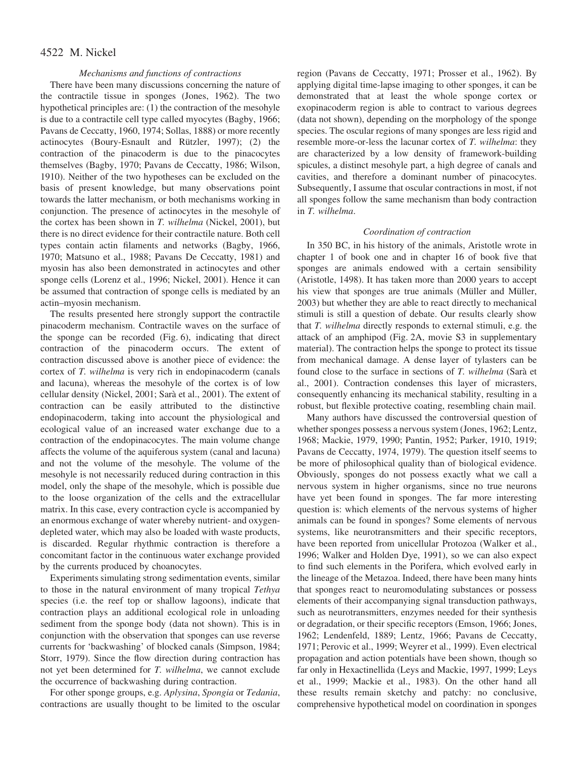### *Mechanisms and functions of contractions*

There have been many discussions concerning the nature of the contractile tissue in sponges (Jones, 1962). The two hypothetical principles are: (1) the contraction of the mesohyle is due to a contractile cell type called myocytes (Bagby, 1966; Pavans de Ceccatty, 1960, 1974; Sollas, 1888) or more recently actinocytes (Boury-Esnault and Rützler, 1997); (2) the contraction of the pinacoderm is due to the pinacocytes themselves (Bagby, 1970; Pavans de Ceccatty, 1986; Wilson, 1910). Neither of the two hypotheses can be excluded on the basis of present knowledge, but many observations point towards the latter mechanism, or both mechanisms working in conjunction. The presence of actinocytes in the mesohyle of the cortex has been shown in *T. wilhelma* (Nickel, 2001), but there is no direct evidence for their contractile nature. Both cell types contain actin filaments and networks (Bagby, 1966, 1970; Matsuno et al., 1988; Pavans De Ceccatty, 1981) and myosin has also been demonstrated in actinocytes and other sponge cells (Lorenz et al., 1996; Nickel, 2001). Hence it can be assumed that contraction of sponge cells is mediated by an actin–myosin mechanism.

The results presented here strongly support the contractile pinacoderm mechanism. Contractile waves on the surface of the sponge can be recorded (Fig. 6), indicating that direct contraction of the pinacoderm occurs. The extent of contraction discussed above is another piece of evidence: the cortex of *T. wilhelma* is very rich in endopinacoderm (canals and lacuna), whereas the mesohyle of the cortex is of low cellular density (Nickel, 2001; Sarà et al., 2001). The extent of contraction can be easily attributed to the distinctive endopinacoderm, taking into account the physiological and ecological value of an increased water exchange due to a contraction of the endopinacocytes. The main volume change affects the volume of the aquiferous system (canal and lacuna) and not the volume of the mesohyle. The volume of the mesohyle is not necessarily reduced during contraction in this model, only the shape of the mesohyle, which is possible due to the loose organization of the cells and the extracellular matrix. In this case, every contraction cycle is accompanied by an enormous exchange of water whereby nutrient- and oxygen-depleted water, which may also be loaded with waste products, is discarded. Regular rhythmic contraction is therefore a concomitant factor in the continuous water exchange provided by the currents produced by choanocytes.

Experiments simulating strong sedimentation events, similar to those in the natural environment of many tropical *Tethya* species (i.e. the reef top or shallow lagoons), indicate that contraction plays an additional ecological role in unloading sediment from the sponge body (data not shown). This is in conjunction with the observation that sponges can use reverse currents for 'backwashing' of blocked canals (Simpson, 1984; Storr, 1979). Since the flow direction during contraction has not yet been determined for *T. wilhelma*, we cannot exclude the occurrence of backwashing during contraction.

For other sponge groups, e.g. *Aplysina*, *Spongia* or *Tedania*, contractions are usually thought to be limited to the oscular region (Pavans de Ceccatty, 1971; Prosser et al., 1962). By applying digital time-lapse imaging to other sponges, it can be demonstrated that at least the whole sponge cortex or exopinacoderm region is able to contract to various degrees (data not shown), depending on the morphology of the sponge species. The oscular regions of many sponges are less rigid and resemble more-or-less the lacunar cortex of *T. wilhelma*: they are characterized by a low density of framework-building spicules, a distinct mesohyle part, a high degree of canals and cavities, and therefore a dominant number of pinacocytes. Subsequently, I assume that oscular contractions in most, if not all sponges follow the same mechanism than body contraction in *T. wilhelma*.

### *Coordination of contraction*

In 350 BC, in his history of the animals, Aristotle wrote in chapter 1 of book one and in chapter 16 of book five that sponges are animals endowed with a certain sensibility (Aristotle, 1498). It has taken more than 2000 years to accept his view that sponges are true animals (Müller and Müller, 2003) but whether they are able to react directly to mechanical stimuli is still a question of debate. Our results clearly show that *T. wilhelma* directly responds to external stimuli, e.g. the attack of an amphipod (Fig. 2A, movie S3 in supplementary material). The contraction helps the sponge to protect its tissue from mechanical damage. A dense layer of tylasters can be found close to the surface in sections of *T. wilhelma* (Sarà et al., 2001). Contraction condenses this layer of micrasters, consequently enhancing its mechanical stability, resulting in a robust, but flexible protective coating, resembling chain mail.

Many authors have discussed the controversial question of whether sponges possess a nervous system (Jones, 1962; Lentz, 1968; Mackie, 1979, 1990; Pantin, 1952; Parker, 1910, 1919; Pavans de Ceccatty, 1974, 1979). The question itself seems to be more of philosophical quality than of biological evidence. Obviously, sponges do not possess exactly what we call a nervous system in higher organisms, since no true neurons have yet been found in sponges. The far more interesting question is: which elements of the nervous systems of higher animals can be found in sponges? Some elements of nervous systems, like neurotransmitters and their specific receptors, have been reported from unicellular Protozoa (Walker et al., 1996; Walker and Holden Dye, 1991), so we can also expect to find such elements in the Porifera, which evolved early in the lineage of the Metazoa. Indeed, there have been many hints that sponges react to neuromodulating substances or possess elements of their accompanying signal transduction pathways, such as neurotransmitters, enzymes needed for their synthesis or degradation, or their specific receptors (Emson, 1966; Jones, 1962; Lendenfeld, 1889; Lentz, 1966; Pavans de Ceccatty, 1971; Perovic et al., 1999; Weyrer et al., 1999). Even electrical propagation and action potentials have been shown, though so far only in Hexactinellida (Leys and Mackie, 1997, 1999; Leys et al., 1999; Mackie et al., 1983). On the other hand all these results remain sketchy and patchy: no conclusive, comprehensive hypothetical model on coordination in sponges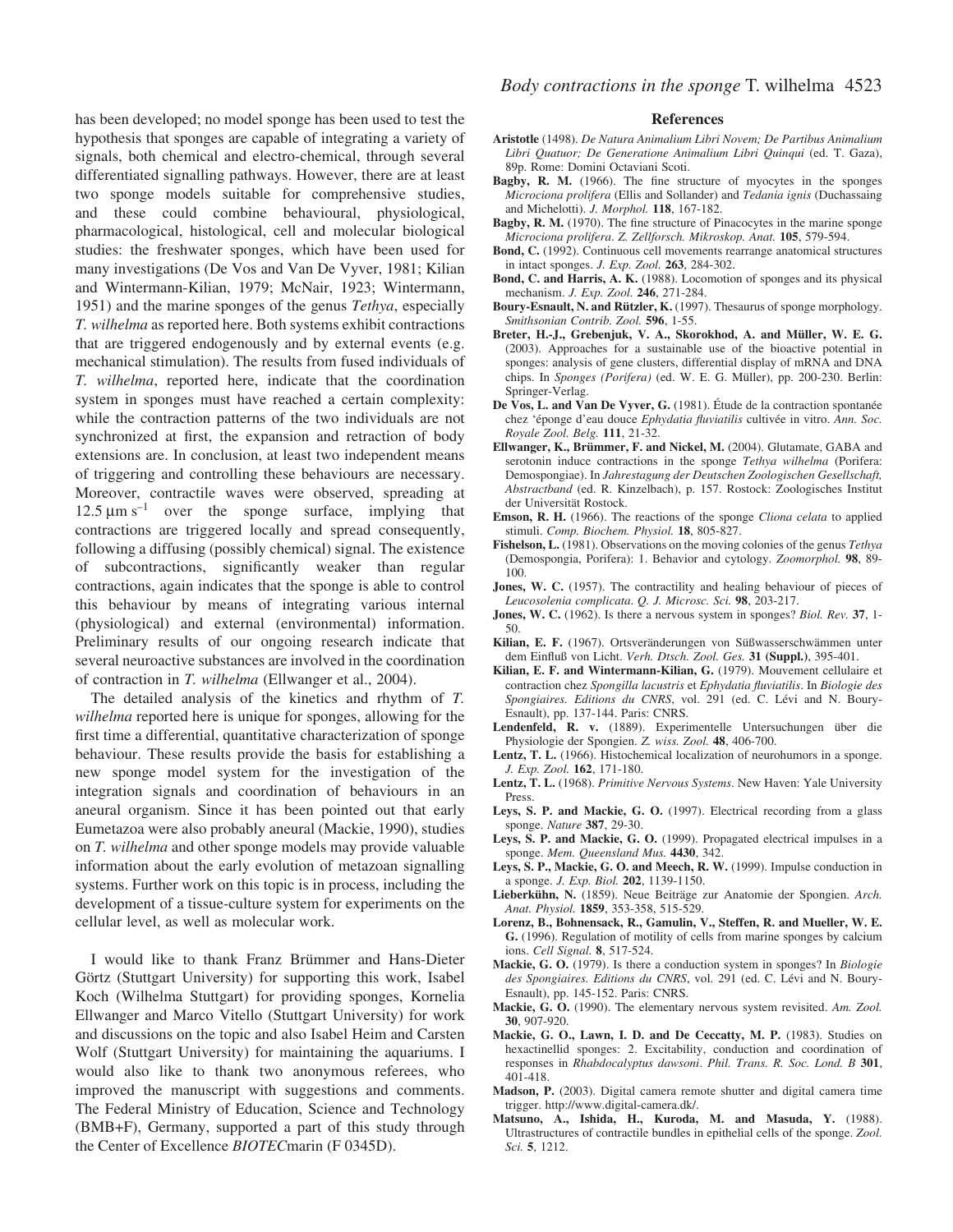has been developed; no model sponge has been used to test the hypothesis that sponges are capable of integrating a variety of signals, both chemical and electro-chemical, through several differentiated signalling pathways. However, there are at least two sponge models suitable for comprehensive studies, and these could combine behavioural, physiological, pharmacological, histological, cell and molecular biological studies: the freshwater sponges, which have been used for many investigations (De Vos and Van De Vyver, 1981; Kilian and Wintermann-Kilian, 1979; McNair, 1923; Wintermann, 1951) and the marine sponges of the genus *Tethya*, especially *T. wilhelma* as reported here. Both systems exhibit contractions that are triggered endogenously and by external events (e.g. mechanical stimulation). The results from fused individuals of *T. wilhelma*, reported here, indicate that the coordination system in sponges must have reached a certain complexity: while the contraction patterns of the two individuals are not synchronized at first, the expansion and retraction of body extensions are. In conclusion, at least two independent means of triggering and controlling these behaviours are necessary. Moreover, contractile waves were observed, spreading at $12.5\ \mu m\ s^{-1}$ over the sponge surface, implying that contractions are triggered locally and spread consequently, following a diffusing (possibly chemical) signal. The existence of subcontractions, significantly weaker than regular contractions, again indicates that the sponge is able to control this behaviour by means of integrating various internal (physiological) and external (environmental) information. Preliminary results of our ongoing research indicate that several neuroactive substances are involved in the coordination of contraction in *T. wilhelma* (Ellwanger et al., 2004).

The detailed analysis of the kinetics and rhythm of *T. wilhelma* reported here is unique for sponges, allowing for the first time a differential, quantitative characterization of sponge behaviour. These results provide the basis for establishing a new sponge model system for the investigation of the integration signals and coordination of behaviours in an aneural organism. Since it has been pointed out that early Eumetazoa were also probably aneural (Mackie, 1990), studies on *T. wilhelma* and other sponge models may provide valuable information about the early evolution of metazoan signalling systems. Further work on this topic is in process, including the development of a tissue-culture system for experiments on the cellular level, as well as molecular work.

I would like to thank Franz Brümmer and Hans-Dieter Görtz (Stuttgart University) for supporting this work, Isabel Koch (Wilhelma Stuttgart) for providing sponges, Kornelia Ellwanger and Marco Vitello (Stuttgart University) for work and discussions on the topic and also Isabel Heim and Carsten Wolf (Stuttgart University) for maintaining the aquariums. I would also like to thank two anonymous referees, who improved the manuscript with suggestions and comments. The Federal Ministry of Education, Science and Technology (BMB+F), Germany, supported a part of this study through the Center of Excellence *BIOTEC*marin (F 0345D).

## References

**Aristotle** (1498). *De Natura Animalium Libri Novem; De Partibus Animalium Libri Quatuor; De Generatione Animalium Libri Quinqui* (ed. T. Gaza), 89p. Rome: Domini Octaviani Scoti.

**Bagby, R. M.** (1966). The fine structure of myocytes in the sponges *Microciona prolifera* (Ellis and Sollander) and *Tedania ignis* (Duchassaing and Michelotti). *J. Morphol.* **118**, 167-182.

**Bagby, R. M.** (1970). The fine structure of Pinacocytes in the marine sponge *Microciona prolifera*. *Z. Zellforsch. Mikroskop. Anat.* **105**, 579-594.

**Bond, C.** (1992). Continuous cell movements rearrange anatomical structures in intact sponges. *J. Exp. Zool.* **263**, 284-302.

**Bond, C. and Harris, A. K.** (1988). Locomotion of sponges and its physical mechanism. *J. Exp. Zool.* **246**, 271-284.

**Boury-Esnault, N. and Rützler, K.** (1997). Thesaurus of sponge morphology. *Smithsonian Contrib. Zool.* **596**, 1-55.

**Breter, H.-J., Grebenjuk, V. A., Skorokhod, A. and Müller, W. E. G.** (2003). Approaches for a sustainable use of the bioactive potential in sponges: analysis of gene clusters, differential display of mRNA and DNA chips. In *Sponges (Porifera)* (ed. W. E. G. Müller), pp. 200-230. Berlin: Springer-Verlag.

**De Vos, L. and Van De Vyver, G.** (1981). Étude de la contraction spontanée chez 'éponge d'eau douce *Ephydatia fluviatilis* cultivée in vitro. *Ann. Soc. Royale Zool. Belg.* **111**, 21-32.

**Ellwanger, K., Brümmer, F. and Nickel, M.** (2004). Glutamate, GABA and serotonin induce contractions in the sponge *Tethya wilhelma* (Porifera: Demospongiae). In *Jahrestagung der Deutschen Zoologischen Gesellschaft, Abstractband* (ed. R. Kinzelbach), p. 157. Rostock: Zoologisches Institut der Universität Rostock.

**Emson, R. H.** (1966). The reactions of the sponge *Cliona celata* to applied stimuli. *Comp. Biochem. Physiol.* **18**, 805-827.

**Fishelson, L.** (1981). Observations on the moving colonies of the genus *Tethya* (Demospongia, Porifera): 1. Behavior and cytology. *Zoomorphol.* **98**, 89-100.

**Jones, W. C.** (1957). The contractility and healing behaviour of pieces of *Leucosolenia complicata*. *Q. J. Microsc. Sci.* **98**, 203-217.

**Jones, W. C.** (1962). Is there a nervous system in sponges? *Biol. Rev.* **37**, 1-50.

**Kilian, E. F.** (1967). Ortsveränderungen von Süßwasserschwämmen unter dem Einfluß von Licht. *Verh. Dtsch. Zool. Ges.* **31 (Suppl.)**, 395-401.

**Kilian, E. F. and Wintermann-Kilian, G.** (1979). Mouvement cellulaire et contraction chez *Spongilla lacustris* et *Ephydatia fluviatilis*. In *Biologie des Spongiaires. Editions du CNRS*, vol. 291 (ed. C. Lévi and N. Boury-Esnault), pp. 137-144. Paris: CNRS.

**Lendenfeld, R. v.** (1889). Experimentelle Untersuchungen über die Physiologie der Spongien. *Z. wiss. Zool.* **48**, 406-700.

**Lentz, T. L.** (1966). Histochemical localization of neurohumors in a sponge. *J. Exp. Zool.* **162**, 171-180.

**Lentz, T. L.** (1968). *Primitive Nervous Systems*. New Haven: Yale University Press.

**Leys, S. P. and Mackie, G. O.** (1997). Electrical recording from a glass sponge. *Nature* **387**, 29-30.

**Leys, S. P. and Mackie, G. O.** (1999). Propagated electrical impulses in a sponge. *Mem. Queensland Mus.* **4430**, 342.

**Leys, S. P., Mackie, G. O. and Meech, R. W.** (1999). Impulse conduction in a sponge. *J. Exp. Biol.* **202**, 1139-1150.

**Lieberkühn, N.** (1859). Neue Beiträge zur Anatomie der Spongien. *Arch. Anat. Physiol.* **1859**, 353-358, 515-529.

**Lorenz, B., Bohnensack, R., Gamulin, V., Steffen, R. and Mueller, W. E. G.** (1996). Regulation of motility of cells from marine sponges by calcium ions. *Cell Signal.* **8**, 517-524.

**Mackie, G. O.** (1979). Is there a conduction system in sponges? In *Biologie des Spongiaires. Editions du CNRS*, vol. 291 (ed. C. Lévi and N. Boury-Esnault), pp. 145-152. Paris: CNRS.

**Mackie, G. O.** (1990). The elementary nervous system revisited. *Am. Zool.* **30**, 907-920.

**Mackie, G. O., Lawn, I. D. and De Ceccatty, M. P.** (1983). Studies on hexactinellid sponges: 2. Excitability, conduction and coordination of responses in *Rhabdocalyptus dawsoni*. *Phil. Trans. R. Soc. Lond. B* **301**, 401-418.

**Madson, P.** (2003). Digital camera remote shutter and digital camera time trigger. http://www.digital-camera.dk/.

**Matsuno, A., Ishida, H., Kuroda, M. and Masuda, Y.** (1988). Ultrastructures of contractile bundles in epithelial cells of the sponge. *Zool. Sci.* **5**, 1212.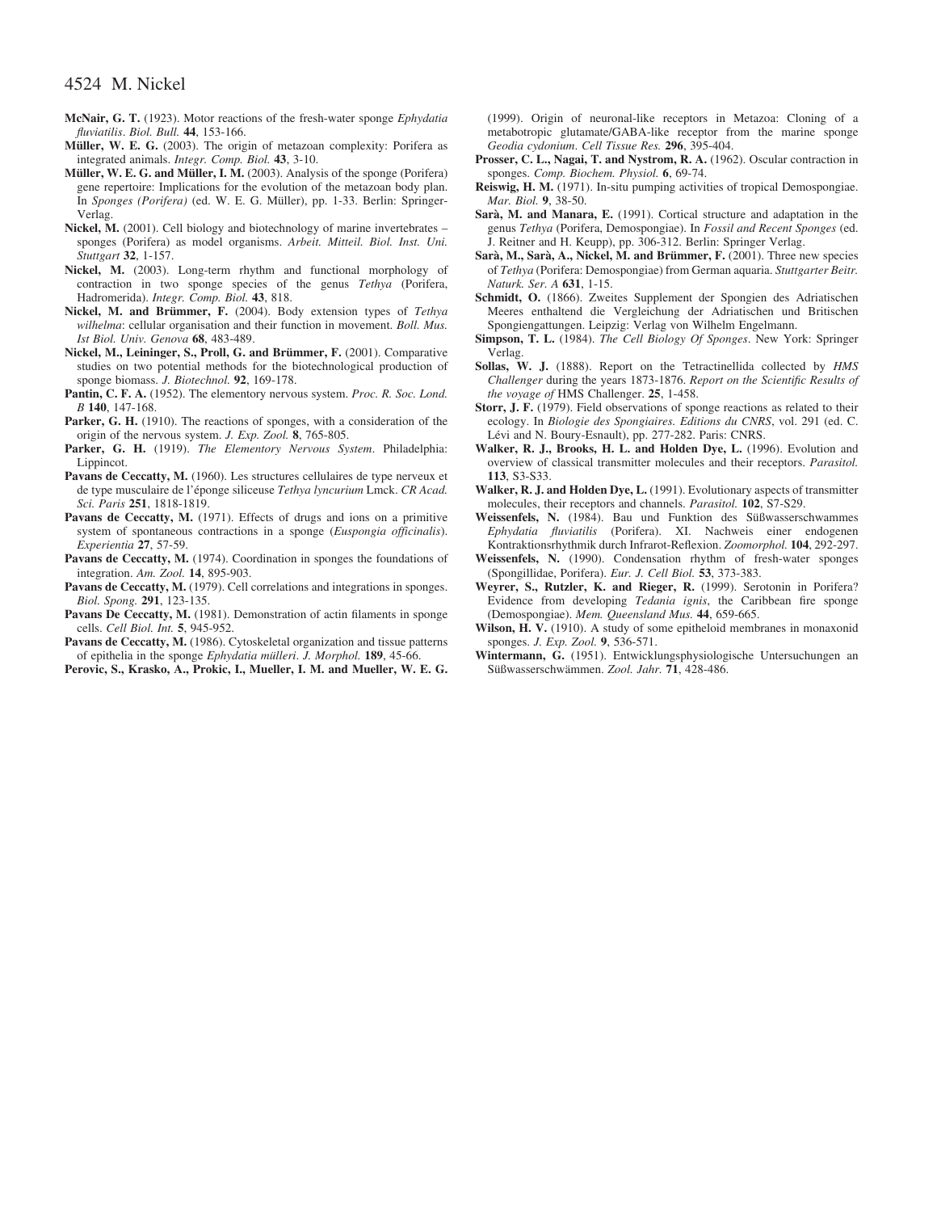**McNair, G. T.** (1923). Motor reactions of the fresh-water sponge *Ephydatia fluviatilis*. *Biol. Bull.* **44**, 153-166.

**Müller, W. E. G.** (2003). The origin of metazoan complexity: Porifera as integrated animals. *Integr. Comp. Biol.* **43**, 3-10.

**Müller, W. E. G. and Müller, I. M.** (2003). Analysis of the sponge (Porifera) gene repertoire: Implications for the evolution of the metazoan body plan. In *Sponges (Porifera)* (ed. W. E. G. Müller), pp. 1-33. Berlin: Springer-Verlag.

**Nickel, M.** (2001). Cell biology and biotechnology of marine invertebrates – sponges (Porifera) as model organisms. *Arbeit. Mitteil. Biol. Inst. Uni. Stuttgart* **32**, 1-157.

**Nickel, M.** (2003). Long-term rhythm and functional morphology of contraction in two sponge species of the genus *Tethya* (Porifera, Hadromerida). *Integr. Comp. Biol.* **43**, 818.

**Nickel, M. and Brümmer, F.** (2004). Body extension types of *Tethya wilhelma*: cellular organisation and their function in movement. *Boll. Mus. Ist Biol. Univ. Genova* **68**, 483-489.

**Nickel, M., Leininger, S., Proll, G. and Brümmer, F.** (2001). Comparative studies on two potential methods for the biotechnological production of sponge biomass. *J. Biotechnol.* **92**, 169-178.

**Pantin, C. F. A.** (1952). The elementory nervous system. *Proc. R. Soc. Lond. B* **140**, 147-168.

**Parker, G. H.** (1910). The reactions of sponges, with a consideration of the origin of the nervous system. *J. Exp. Zool.* **8**, 765-805.

**Parker, G. H.** (1919). *The Elementory Nervous System*. Philadelphia: Lippincot.

**Pavans de Ceccatty, M.** (1960). Les structures cellulaires de type nerveux et de type musculaire de l'éponge siliceuse *Tethya lyncurium* Lmck. *CR Acad. Sci. Paris* **251**, 1818-1819.

**Pavans de Ceccatty, M.** (1971). Effects of drugs and ions on a primitive system of spontaneous contractions in a sponge (*Euspongia officinalis*). *Experientia* **27**, 57-59.

**Pavans de Ceccatty, M.** (1974). Coordination in sponges the foundations of integration. *Am. Zool.* **14**, 895-903.

**Pavans de Ceccatty, M.** (1979). Cell correlations and integrations in sponges. *Biol. Spong.* **291**, 123-135.

**Pavans De Ceccatty, M.** (1981). Demonstration of actin filaments in sponge cells. *Cell Biol. Int.* **5**, 945-952.

**Pavans de Ceccatty, M.** (1986). Cytoskeletal organization and tissue patterns of epithelia in the sponge *Ephydatia mülleri*. *J. Morphol.* **189**, 45-66.

**Perovic, S., Krasko, A., Prokic, I., Mueller, I. M. and Mueller, W. E. G.** (1999). Origin of neuronal-like receptors in Metazoa: Cloning of a metabotropic glutamate/GABA-like receptor from the marine sponge *Geodia cydonium*. *Cell Tissue Res.* **296**, 395-404.

**Prosser, C. L., Nagai, T. and Nystrom, R. A.** (1962). Oscular contraction in sponges. *Comp. Biochem. Physiol.* **6**, 69-74.

**Reiswig, H. M.** (1971). In-situ pumping activities of tropical Demospongiae. *Mar. Biol.* **9**, 38-50.

**Sarà, M. and Manara, E.** (1991). Cortical structure and adaptation in the genus *Tethya* (Porifera, Demospongiae). In *Fossil and Recent Sponges* (ed. J. Reitner and H. Keupp), pp. 306-312. Berlin: Springer Verlag.

**Sarà, M., Sarà, A., Nickel, M. and Brümmer, F.** (2001). Three new species of *Tethya* (Porifera: Demospongiae) from German aquaria. *Stuttgarter Beitr. Naturk. Ser. A* **631**, 1-15.

**Schmidt, O.** (1866). Zweites Supplement der Spongien des Adriatischen Meeres enthaltend die Vergleichung der Adriatischen und Britischen Spongiengattungen. Leipzig: Verlag von Wilhelm Engelmann.

**Simpson, T. L.** (1984). *The Cell Biology Of Sponges*. New York: Springer Verlag.

**Sollas, W. J.** (1888). Report on the Tetractinellida collected by *HMS Challenger* during the years 1873-1876. *Report on the Scientific Results of the voyage of* HMS Challenger. **25**, 1-458.

**Storr, J. F.** (1979). Field observations of sponge reactions as related to their ecology. In *Biologie des Spongiaires. Editions du CNRS*, vol. 291 (ed. C. Lévi and N. Boury-Esnault), pp. 277-282. Paris: CNRS.

**Walker, R. J., Brooks, H. L. and Holden Dye, L.** (1996). Evolution and overview of classical transmitter molecules and their receptors. *Parasitol.* **113**, S3-S33.

**Walker, R. J. and Holden Dye, L.** (1991). Evolutionary aspects of transmitter molecules, their receptors and channels. *Parasitol.* **102**, S7-S29.

**Weissenfels, N.** (1984). Bau und Funktion des Süßwasserschwammes *Ephydatia fluviatilis* (Porifera). XI. Nachweis einer endogenen Kontraktionsrhythmik durch Infrarot-Reflexion. *Zoomorphol.* **104**, 292-297.

**Weissenfels, N.** (1990). Condensation rhythm of fresh-water sponges (Spongillidae, Porifera). *Eur. J. Cell Biol.* **53**, 373-383.

**Weyrer, S., Rutzler, K. and Rieger, R.** (1999). Serotonin in Porifera? Evidence from developing *Tedania ignis*, the Caribbean fire sponge (Demospongiae). *Mem. Queensland Mus.* **44**, 659-665.

**Wilson, H. V.** (1910). A study of some epitheloid membranes in monaxonid sponges. *J. Exp. Zool.* **9**, 536-571.

**Wintermann, G.** (1951). Entwicklungsphysiologische Untersuchungen an Süßwasserschwämmen. *Zool. Jahr.* **71**, 428-486.